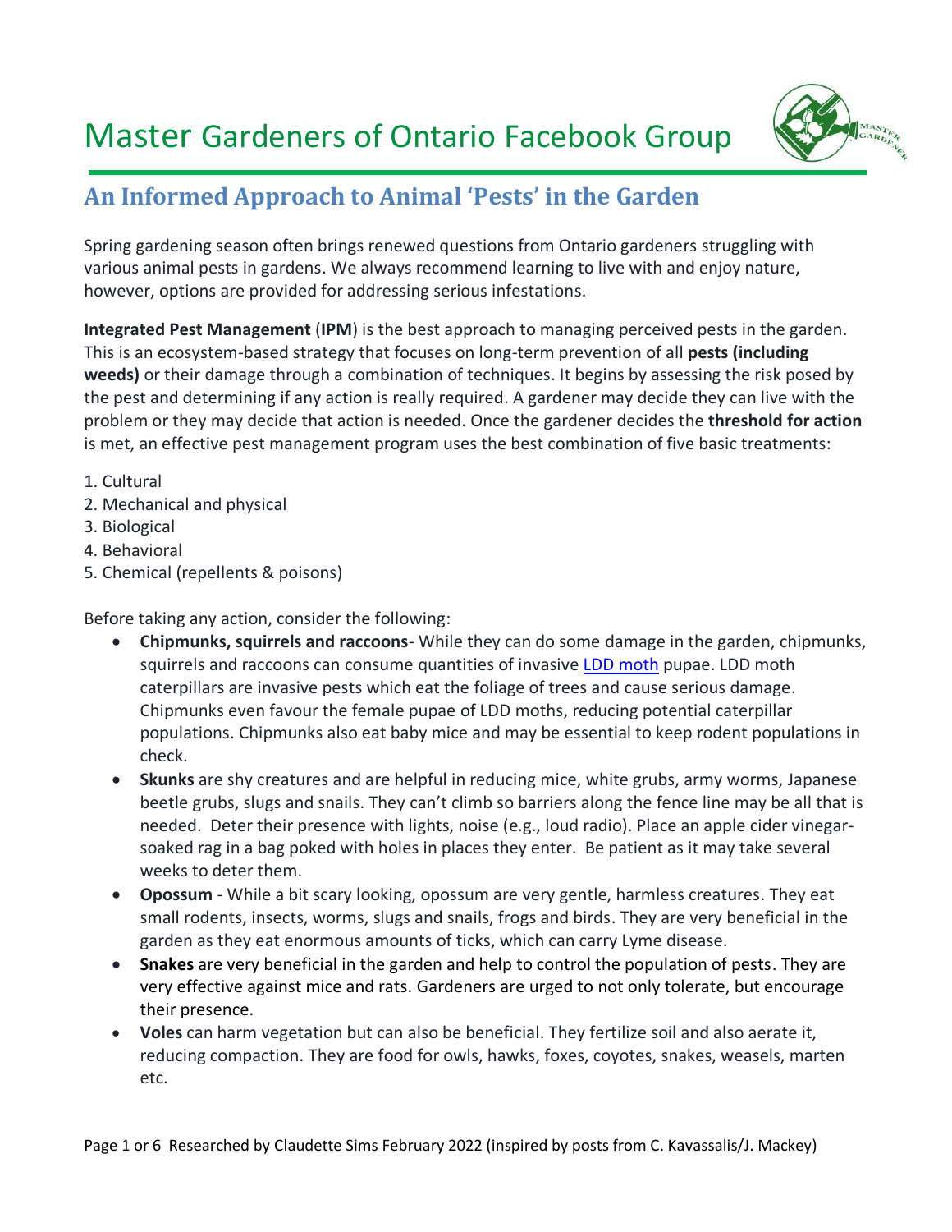# Master Gardeners of Ontario Facebook Group

## An Informed Approach to Animal 'Pests' in the Garden

Spring gardening season often brings renewed questions from Ontario gardeners struggling with various animal pests in gardens. We always recommend learning to live with and enjoy nature, however, options are provided for addressing serious infestations.

**Integrated Pest Management** (**IPM**) is the best approach to managing perceived pests in the garden. This is an ecosystem-based strategy that focuses on long-term prevention of all **pests (including weeds)** or their damage through a combination of techniques. It begins by assessing the risk posed by the pest and determining if any action is really required. A gardener may decide they can live with the problem or they may decide that action is needed. Once the gardener decides the **threshold for action** is met, an effective pest management program uses the best combination of five basic treatments:

1. Cultural
2. Mechanical and physical
3. Biological
4. Behavioral
5. Chemical (repellents & poisons)

Before taking any action, consider the following:

- **Chipmunks, squirrels and raccoons**- While they can do some damage in the garden, chipmunks, squirrels and raccoons can consume quantities of invasive LDD moth pupae. LDD moth caterpillars are invasive pests which eat the foliage of trees and cause serious damage. Chipmunks even favour the female pupae of LDD moths, reducing potential caterpillar populations. Chipmunks also eat baby mice and may be essential to keep rodent populations in check.
- **Skunks** are shy creatures and are helpful in reducing mice, white grubs, army worms, Japanese beetle grubs, slugs and snails. They can't climb so barriers along the fence line may be all that is needed. Deter their presence with lights, noise (e.g., loud radio). Place an apple cider vinegar-soaked rag in a bag poked with holes in places they enter. Be patient as it may take several weeks to deter them.
- **Opossum** - While a bit scary looking, opossum are very gentle, harmless creatures. They eat small rodents, insects, worms, slugs and snails, frogs and birds. They are very beneficial in the garden as they eat enormous amounts of ticks, which can carry Lyme disease.
- **Snakes** are very beneficial in the garden and help to control the population of pests. They are very effective against mice and rats. Gardeners are urged to not only tolerate, but encourage their presence.
- **Voles** can harm vegetation but can also be beneficial. They fertilize soil and also aerate it, reducing compaction. They are food for owls, hawks, foxes, coyotes, snakes, weasels, marten etc.

Researched by Claudette Sims February 2022 (inspired by posts from C. Kavassalis/J. Mackey)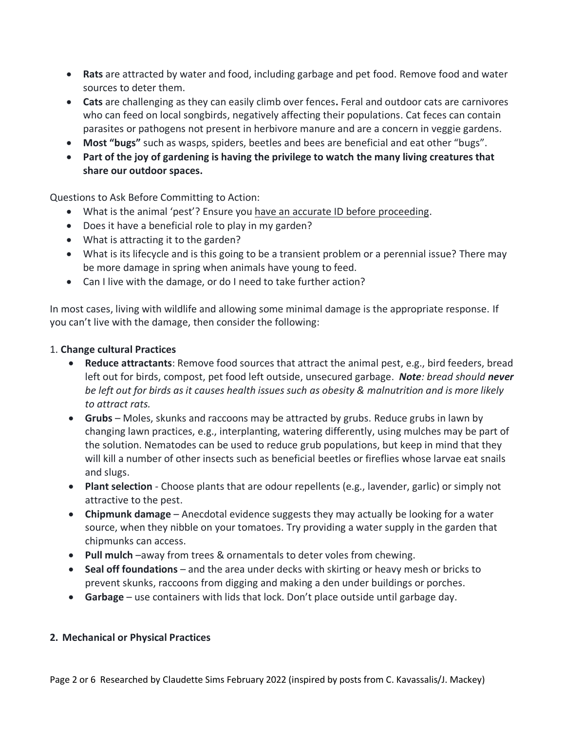- **Rats** are attracted by water and food, including garbage and pet food. Remove food and water sources to deter them.
- **Cats** are challenging as they can easily climb over fences**.** Feral and outdoor cats are carnivores who can feed on local songbirds, negatively affecting their populations. Cat feces can contain parasites or pathogens not present in herbivore manure and are a concern in veggie gardens.
- **Most "bugs"** such as wasps, spiders, beetles and bees are beneficial and eat other "bugs".
- **Part of the joy of gardening is having the privilege to watch the many living creatures that share our outdoor spaces.**

Questions to Ask Before Committing to Action:

- What is the animal 'pest'? Ensure you have an accurate ID before proceeding.
- Does it have a beneficial role to play in my garden?
- What is attracting it to the garden?
- What is its lifecycle and is this going to be a transient problem or a perennial issue? There may be more damage in spring when animals have young to feed.
- Can I live with the damage, or do I need to take further action?

In most cases, living with wildlife and allowing some minimal damage is the appropriate response. If you can't live with the damage, then consider the following:

1. **Change cultural Practices**

- **Reduce attractants**: Remove food sources that attract the animal pest, e.g., bird feeders, bread left out for birds, compost, pet food left outside, unsecured garbage. ***Note****: bread should* ***never*** *be left out for birds as it causes health issues such as obesity & malnutrition and is more likely to attract rats.*
- **Grubs** – Moles, skunks and raccoons may be attracted by grubs. Reduce grubs in lawn by changing lawn practices, e.g., interplanting, watering differently, using mulches may be part of the solution. Nematodes can be used to reduce grub populations, but keep in mind that they will kill a number of other insects such as beneficial beetles or fireflies whose larvae eat snails and slugs.
- **Plant selection** - Choose plants that are odour repellents (e.g., lavender, garlic) or simply not attractive to the pest.
- **Chipmunk damage** – Anecdotal evidence suggests they may actually be looking for a water source, when they nibble on your tomatoes. Try providing a water supply in the garden that chipmunks can access.
- **Pull mulch** –away from trees & ornamentals to deter voles from chewing.
- **Seal off foundations** – and the area under decks with skirting or heavy mesh or bricks to prevent skunks, raccoons from digging and making a den under buildings or porches.
- **Garbage** – use containers with lids that lock. Don't place outside until garbage day.

**2. Mechanical or Physical Practices**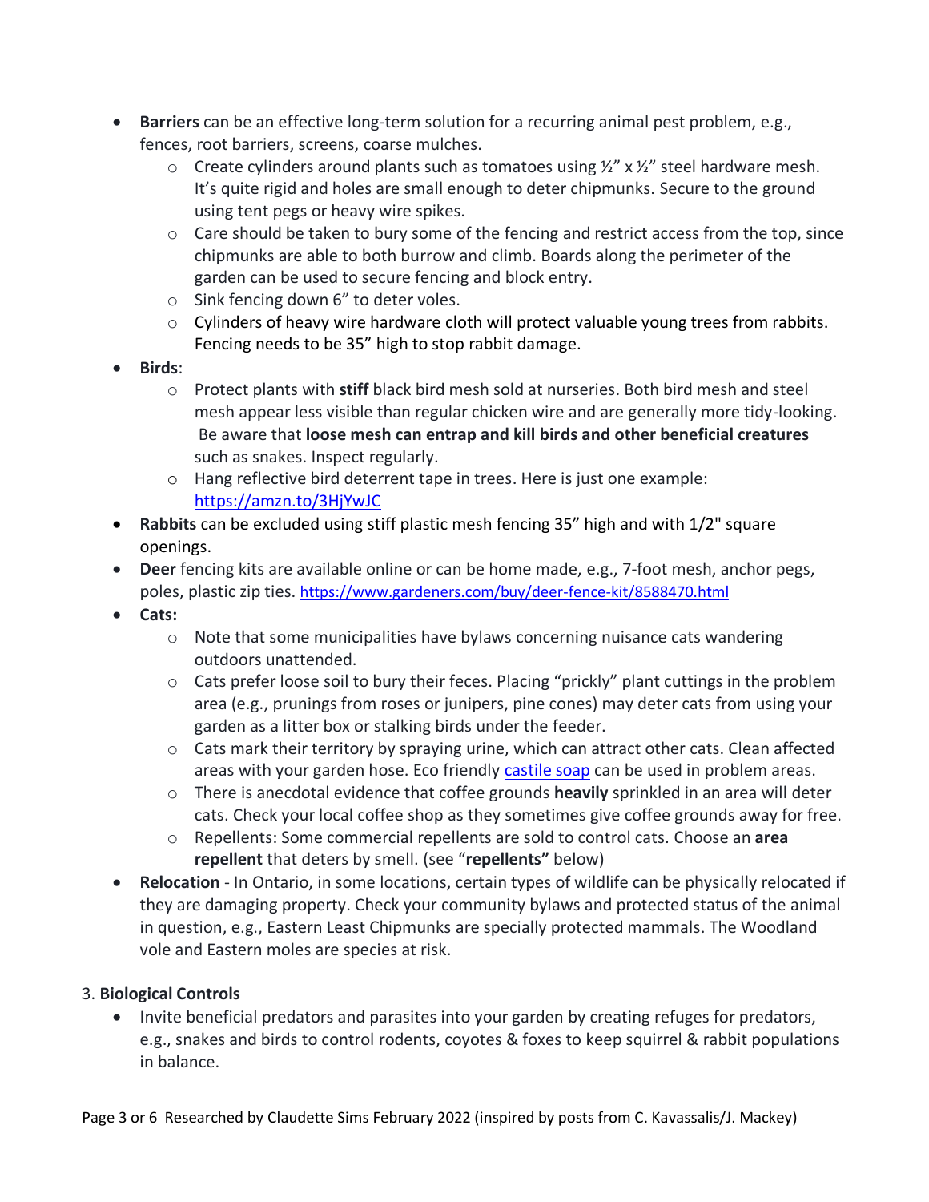- **Barriers** can be an effective long-term solution for a recurring animal pest problem, e.g., fences, root barriers, screens, coarse mulches.
  - Create cylinders around plants such as tomatoes using ½” x ½” steel hardware mesh. It’s quite rigid and holes are small enough to deter chipmunks. Secure to the ground using tent pegs or heavy wire spikes.
  - Care should be taken to bury some of the fencing and restrict access from the top, since chipmunks are able to both burrow and climb. Boards along the perimeter of the garden can be used to secure fencing and block entry.
  - Sink fencing down 6” to deter voles.
  - Cylinders of heavy wire hardware cloth will protect valuable young trees from rabbits. Fencing needs to be 35” high to stop rabbit damage.
- **Birds**:
  - Protect plants with **stiff** black bird mesh sold at nurseries. Both bird mesh and steel mesh appear less visible than regular chicken wire and are generally more tidy-looking. Be aware that **loose mesh can entrap and kill birds and other beneficial creatures** such as snakes. Inspect regularly.
  - Hang reflective bird deterrent tape in trees. Here is just one example: https://amzn.to/3HjYwJC
- **Rabbits** can be excluded using stiff plastic mesh fencing 35” high and with 1/2" square openings.
- **Deer** fencing kits are available online or can be home made, e.g., 7-foot mesh, anchor pegs, poles, plastic zip ties. https://www.gardeners.com/buy/deer-fence-kit/8588470.html
- **Cats:**
  - Note that some municipalities have bylaws concerning nuisance cats wandering outdoors unattended.
  - Cats prefer loose soil to bury their feces. Placing “prickly” plant cuttings in the problem area (e.g., prunings from roses or junipers, pine cones) may deter cats from using your garden as a litter box or stalking birds under the feeder.
  - Cats mark their territory by spraying urine, which can attract other cats. Clean affected areas with your garden hose. Eco friendly castile soap can be used in problem areas.
  - There is anecdotal evidence that coffee grounds **heavily** sprinkled in an area will deter cats. Check your local coffee shop as they sometimes give coffee grounds away for free.
  - Repellents: Some commercial repellents are sold to control cats. Choose an **area repellent** that deters by smell. (see “**repellents”** below)
- **Relocation** - In Ontario, in some locations, certain types of wildlife can be physically relocated if they are damaging property. Check your community bylaws and protected status of the animal in question, e.g., Eastern Least Chipmunks are specially protected mammals. The Woodland vole and Eastern moles are species at risk.

3. **Biological Controls**

- Invite beneficial predators and parasites into your garden by creating refuges for predators, e.g., snakes and birds to control rodents, coyotes & foxes to keep squirrel & rabbit populations in balance.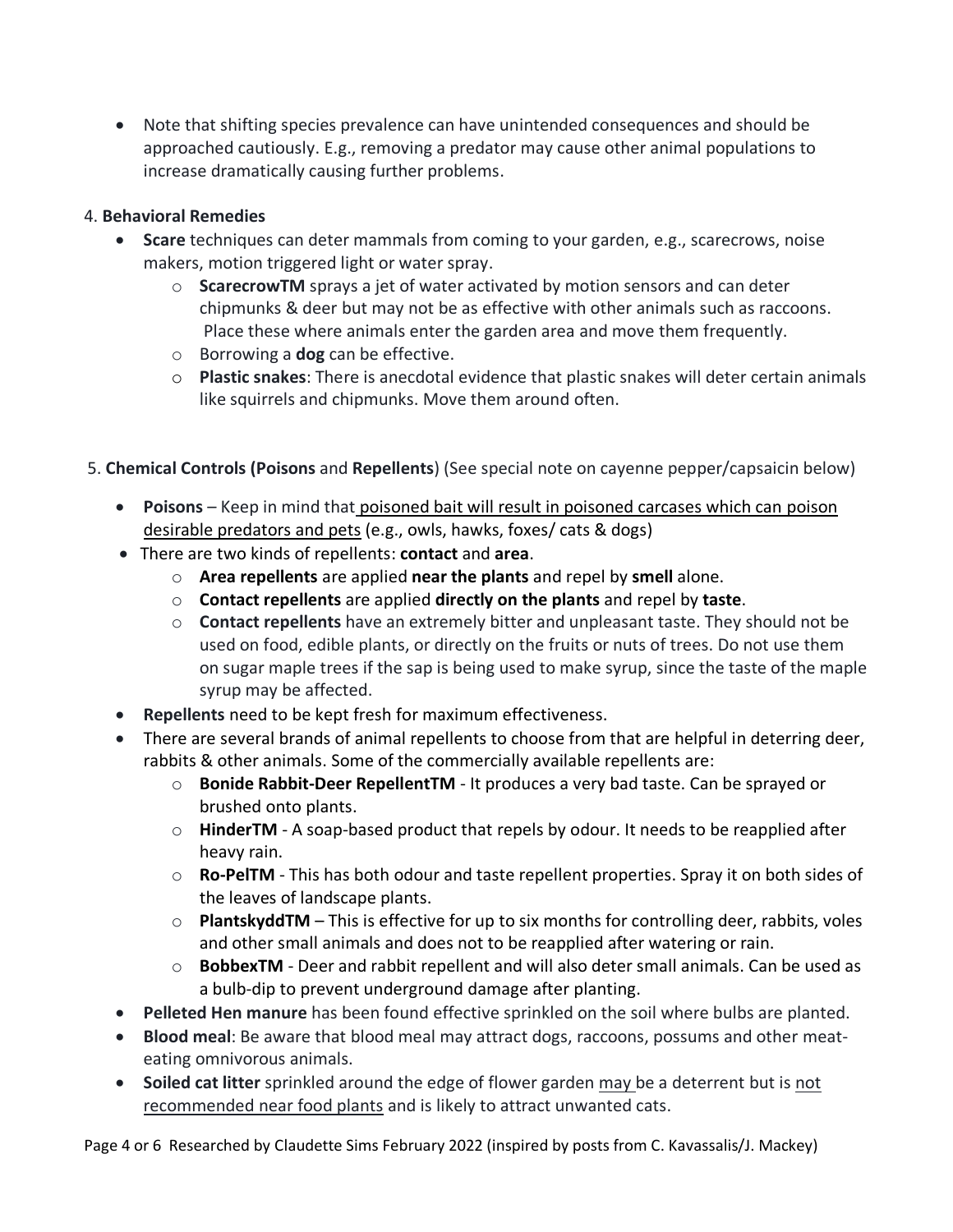- Note that shifting species prevalence can have unintended consequences and should be approached cautiously. E.g., removing a predator may cause other animal populations to increase dramatically causing further problems.

4. **Behavioral Remedies**

- **Scare** techniques can deter mammals from coming to your garden, e.g., scarecrows, noise makers, motion triggered light or water spray.
  - **ScarecrowTM** sprays a jet of water activated by motion sensors and can deter chipmunks & deer but may not be as effective with other animals such as raccoons. Place these where animals enter the garden area and move them frequently.
  - Borrowing a **dog** can be effective.
  - **Plastic snakes**: There is anecdotal evidence that plastic snakes will deter certain animals like squirrels and chipmunks. Move them around often.

5. **Chemical Controls (Poisons** and **Repellents**) (See special note on cayenne pepper/capsaicin below)

- **Poisons** – Keep in mind that <u>poisoned bait will result in poisoned carcases which can poison desirable predators and pets</u> (e.g., owls, hawks, foxes/ cats & dogs)
- There are two kinds of repellents: **contact** and **area**.
  - **Area repellents** are applied **near the plants** and repel by **smell** alone.
  - **Contact repellents** are applied **directly on the plants** and repel by **taste**.
  - **Contact repellents** have an extremely bitter and unpleasant taste. They should not be used on food, edible plants, or directly on the fruits or nuts of trees. Do not use them on sugar maple trees if the sap is being used to make syrup, since the taste of the maple syrup may be affected.
- **Repellents** need to be kept fresh for maximum effectiveness.
- There are several brands of animal repellents to choose from that are helpful in deterring deer, rabbits & other animals. Some of the commercially available repellents are:
  - **Bonide Rabbit-Deer RepellentTM** - It produces a very bad taste. Can be sprayed or brushed onto plants.
  - **HinderTM** - A soap-based product that repels by odour. It needs to be reapplied after heavy rain.
  - **Ro-PelTM** - This has both odour and taste repellent properties. Spray it on both sides of the leaves of landscape plants.
  - **PlantskyddTM** – This is effective for up to six months for controlling deer, rabbits, voles and other small animals and does not to be reapplied after watering or rain.
  - **BobbexTM** - Deer and rabbit repellent and will also deter small animals. Can be used as a bulb-dip to prevent underground damage after planting.
- **Pelleted Hen manure** has been found effective sprinkled on the soil where bulbs are planted.
- **Blood meal**: Be aware that blood meal may attract dogs, raccoons, possums and other meat-eating omnivorous animals.
- **Soiled cat litter** sprinkled around the edge of flower garden <u>may</u> be a deterrent but is <u>not recommended near food plants</u> and is likely to attract unwanted cats.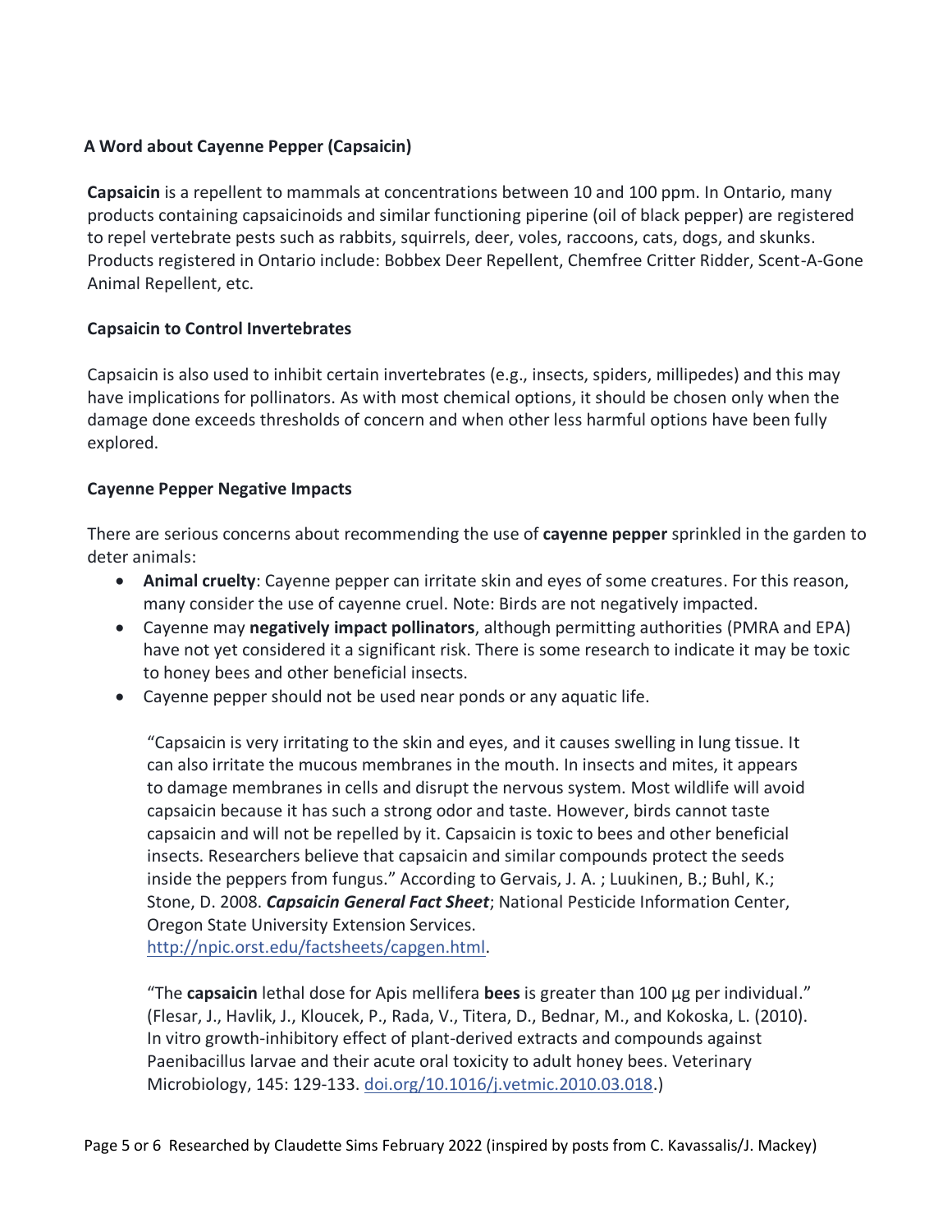### A Word about Cayenne Pepper (Capsaicin)

**Capsaicin** is a repellent to mammals at concentrations between 10 and 100 ppm. In Ontario, many products containing capsaicinoids and similar functioning piperine (oil of black pepper) are registered to repel vertebrate pests such as rabbits, squirrels, deer, voles, raccoons, cats, dogs, and skunks. Products registered in Ontario include: Bobbex Deer Repellent, Chemfree Critter Ridder, Scent-A-Gone Animal Repellent, etc.

### Capsaicin to Control Invertebrates

Capsaicin is also used to inhibit certain invertebrates (e.g., insects, spiders, millipedes) and this may have implications for pollinators. As with most chemical options, it should be chosen only when the damage done exceeds thresholds of concern and when other less harmful options have been fully explored.

### Cayenne Pepper Negative Impacts

There are serious concerns about recommending the use of **cayenne pepper** sprinkled in the garden to deter animals:

- **Animal cruelty**: Cayenne pepper can irritate skin and eyes of some creatures. For this reason, many consider the use of cayenne cruel. Note: Birds are not negatively impacted.
- Cayenne may **negatively impact pollinators**, although permitting authorities (PMRA and EPA) have not yet considered it a significant risk. There is some research to indicate it may be toxic to honey bees and other beneficial insects.
- Cayenne pepper should not be used near ponds or any aquatic life.

  "Capsaicin is very irritating to the skin and eyes, and it causes swelling in lung tissue. It can also irritate the mucous membranes in the mouth. In insects and mites, it appears to damage membranes in cells and disrupt the nervous system. Most wildlife will avoid capsaicin because it has such a strong odor and taste. However, birds cannot taste capsaicin and will not be repelled by it. Capsaicin is toxic to bees and other beneficial insects. Researchers believe that capsaicin and similar compounds protect the seeds inside the peppers from fungus." According to Gervais, J. A. ; Luukinen, B.; Buhl, K.; Stone, D. 2008. ***Capsaicin General Fact Sheet***; National Pesticide Information Center, Oregon State University Extension Services. http://npic.orst.edu/factsheets/capgen.html.

  "The **capsaicin** lethal dose for Apis mellifera **bees** is greater than 100 µg per individual." (Flesar, J., Havlik, J., Kloucek, P., Rada, V., Titera, D., Bednar, M., and Kokoska, L. (2010). In vitro growth-inhibitory effect of plant-derived extracts and compounds against Paenibacillus larvae and their acute oral toxicity to adult honey bees. Veterinary Microbiology, 145: 129-133. doi.org/10.1016/j.vetmic.2010.03.018.)

Researched by Claudette Sims February 2022 (inspired by posts from C. Kavassalis/J. Mackey)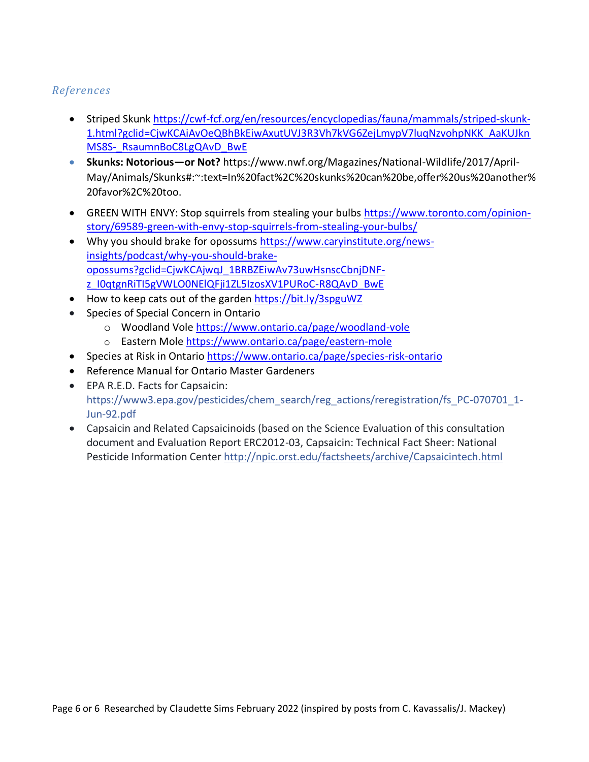## *References*

- Striped Skunk https://cwf-fcf.org/en/resources/encyclopedias/fauna/mammals/striped-skunk-1.html?gclid=CjwKCAiAvOeQBhBkEiwAxutUVJ3R3Vh7kVG6ZejLmypV7luqNzvohpNKK_AaKUJknMS8S-_RsaumnBoC8LgQAvD_BwE
- **Skunks: Notorious—or Not?** https://www.nwf.org/Magazines/National-Wildlife/2017/April-May/Animals/Skunks#:~:text=In%20fact%2C%20skunks%20can%20be,offer%20us%20another%20favor%2C%20too.
- GREEN WITH ENVY: Stop squirrels from stealing your bulbs https://www.toronto.com/opinion-story/69589-green-with-envy-stop-squirrels-from-stealing-your-bulbs/
- Why you should brake for opossums https://www.caryinstitute.org/news-insights/podcast/why-you-should-brake-opossums?gclid=CjwKCAjwqJ_1BRBZEiwAv73uwHsnscCbnjDNF-z_I0qtgnRiTI5gVWLO0NElQFji1ZL5IzosXV1PURoC-R8QAvD_BwE
- How to keep cats out of the garden https://bit.ly/3spguWZ
- Species of Special Concern in Ontario
  - Woodland Vole https://www.ontario.ca/page/woodland-vole
  - Eastern Mole https://www.ontario.ca/page/eastern-mole
- Species at Risk in Ontario https://www.ontario.ca/page/species-risk-ontario
- Reference Manual for Ontario Master Gardeners
- EPA R.E.D. Facts for Capsaicin: https://www3.epa.gov/pesticides/chem_search/reg_actions/reregistration/fs_PC-070701_1-Jun-92.pdf
- Capsaicin and Related Capsaicinoids (based on the Science Evaluation of this consultation document and Evaluation Report ERC2012-03, Capsaicin: Technical Fact Sheer: National Pesticide Information Center http://npic.orst.edu/factsheets/archive/Capsaicintech.html

Researched by Claudette Sims February 2022 (inspired by posts from C. Kavassalis/J. Mackey)